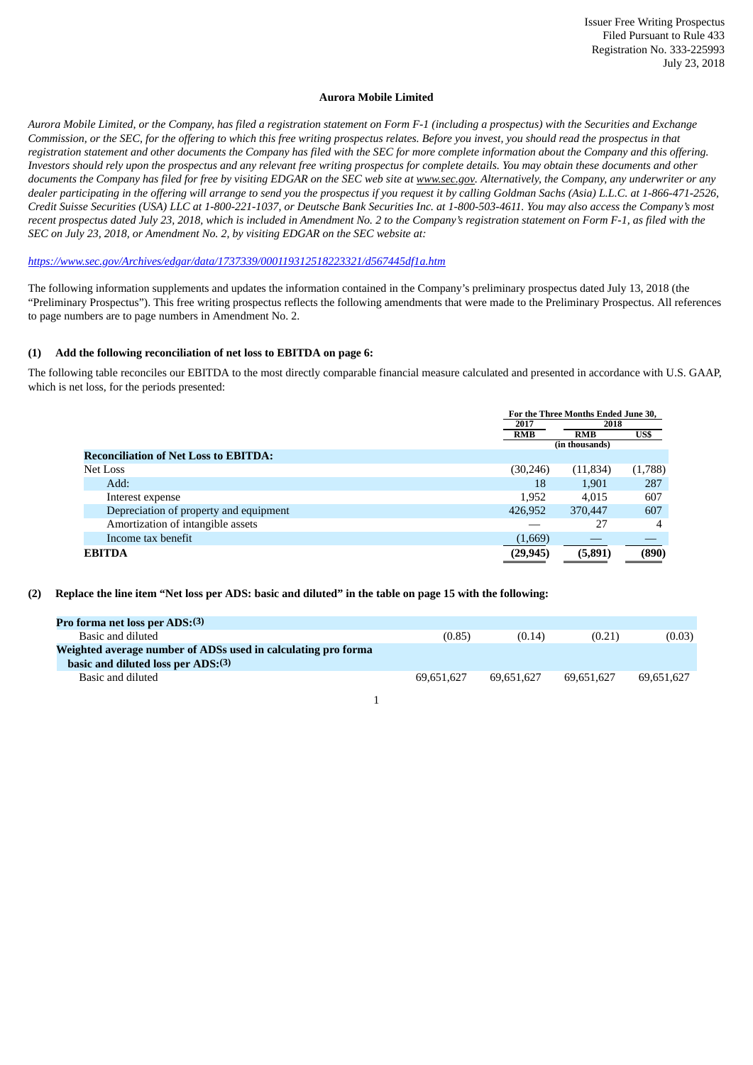Issuer Free Writing Prospectus
Filed Pursuant to Rule 433
Registration No. 333-225993
July 23, 2018

**Aurora Mobile Limited**

*Aurora Mobile Limited, or the Company, has filed a registration statement on Form F-1 (including a prospectus) with the Securities and Exchange Commission, or the SEC, for the offering to which this free writing prospectus relates. Before you invest, you should read the prospectus in that registration statement and other documents the Company has filed with the SEC for more complete information about the Company and this offering. Investors should rely upon the prospectus and any relevant free writing prospectus for complete details. You may obtain these documents and other documents the Company has filed for free by visiting EDGAR on the SEC web site at www.sec.gov. Alternatively, the Company, any underwriter or any dealer participating in the offering will arrange to send you the prospectus if you request it by calling Goldman Sachs (Asia) L.L.C. at 1-866-471-2526, Credit Suisse Securities (USA) LLC at 1-800-221-1037, or Deutsche Bank Securities Inc. at 1-800-503-4611. You may also access the Company's most recent prospectus dated July 23, 2018, which is included in Amendment No. 2 to the Company's registration statement on Form F-1, as filed with the SEC on July 23, 2018, or Amendment No. 2, by visiting EDGAR on the SEC website at:*

*https://www.sec.gov/Archives/edgar/data/1737339/000119312518223321/d567445df1a.htm*

The following information supplements and updates the information contained in the Company's preliminary prospectus dated July 13, 2018 (the "Preliminary Prospectus"). This free writing prospectus reflects the following amendments that were made to the Preliminary Prospectus. All references to page numbers are to page numbers in Amendment No. 2.

**(1) Add the following reconciliation of net loss to EBITDA on page 6:**

The following table reconciles our EBITDA to the most directly comparable financial measure calculated and presented in accordance with U.S. GAAP, which is net loss, for the periods presented:

| | For the Three Months Ended June 30, | | |
|---|---|---|---|
| | 2017 | 2018 | |
| | RMB | RMB | US$ |
| | (in thousands) | | |
| **Reconciliation of Net Loss to EBITDA:** | | | |
| Net Loss | (30,246) | (11,834) | (1,788) |
| Add: | 18 | 1,901 | 287 |
| Interest expense | 1,952 | 4,015 | 607 |
| Depreciation of property and equipment | 426,952 | 370,447 | 607 |
| Amortization of intangible assets | — | 27 | 4 |
| Income tax benefit | (1,669) | — | — |
| **EBITDA** | **(29,945)** | **(5,891)** | **(890)** |

**(2) Replace the line item "Net loss per ADS: basic and diluted" in the table on page 15 with the following:**

| | | | | |
|---|---|---|---|---|
| **Pro forma net loss per ADS:(3)** | | | | |
| Basic and diluted | (0.85) | (0.14) | (0.21) | (0.03) |
| **Weighted average number of ADSs used in calculating pro forma basic and diluted loss per ADS:(3)** | | | | |
| Basic and diluted | 69,651,627 | 69,651,627 | 69,651,627 | 69,651,627 |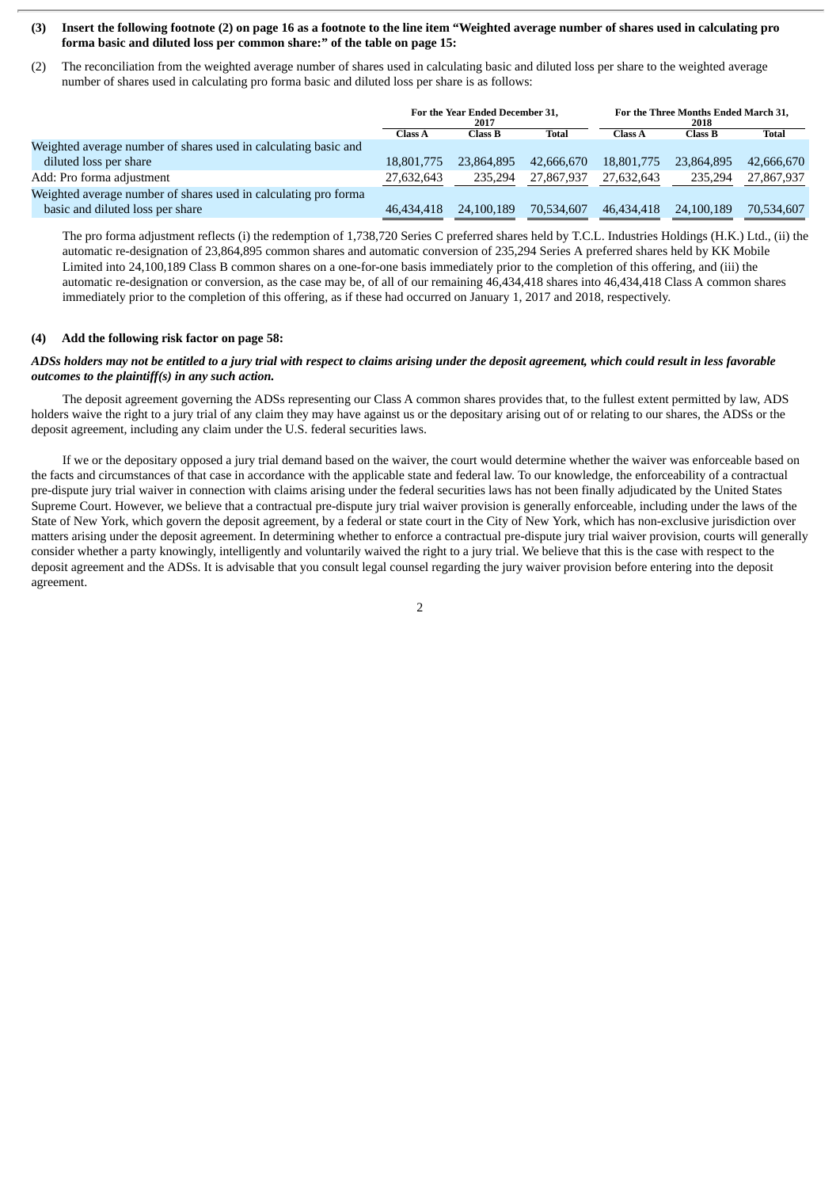**(3) Insert the following footnote (2) on page 16 as a footnote to the line item "Weighted average number of shares used in calculating pro forma basic and diluted loss per common share:" of the table on page 15:**

(2) The reconciliation from the weighted average number of shares used in calculating basic and diluted loss per share to the weighted average number of shares used in calculating pro forma basic and diluted loss per share is as follows:

| | For the Year Ended December 31, 2017 | | | For the Three Months Ended March 31, 2018 | | |
|---|---|---|---|---|---|---|
| | Class A | Class B | Total | Class A | Class B | Total |
| Weighted average number of shares used in calculating basic and diluted loss per share | 18,801,775 | 23,864,895 | 42,666,670 | 18,801,775 | 23,864,895 | 42,666,670 |
| Add: Pro forma adjustment | 27,632,643 | 235,294 | 27,867,937 | 27,632,643 | 235,294 | 27,867,937 |
| Weighted average number of shares used in calculating pro forma basic and diluted loss per share | 46,434,418 | 24,100,189 | 70,534,607 | 46,434,418 | 24,100,189 | 70,534,607 |

The pro forma adjustment reflects (i) the redemption of 1,738,720 Series C preferred shares held by T.C.L. Industries Holdings (H.K.) Ltd., (ii) the automatic re-designation of 23,864,895 common shares and automatic conversion of 235,294 Series A preferred shares held by KK Mobile Limited into 24,100,189 Class B common shares on a one-for-one basis immediately prior to the completion of this offering, and (iii) the automatic re-designation or conversion, as the case may be, of all of our remaining 46,434,418 shares into 46,434,418 Class A common shares immediately prior to the completion of this offering, as if these had occurred on January 1, 2017 and 2018, respectively.

**(4) Add the following risk factor on page 58:**

***ADSs holders may not be entitled to a jury trial with respect to claims arising under the deposit agreement, which could result in less favorable outcomes to the plaintiff(s) in any such action.***

The deposit agreement governing the ADSs representing our Class A common shares provides that, to the fullest extent permitted by law, ADS holders waive the right to a jury trial of any claim they may have against us or the depositary arising out of or relating to our shares, the ADSs or the deposit agreement, including any claim under the U.S. federal securities laws.

If we or the depositary opposed a jury trial demand based on the waiver, the court would determine whether the waiver was enforceable based on the facts and circumstances of that case in accordance with the applicable state and federal law. To our knowledge, the enforceability of a contractual pre-dispute jury trial waiver in connection with claims arising under the federal securities laws has not been finally adjudicated by the United States Supreme Court. However, we believe that a contractual pre-dispute jury trial waiver provision is generally enforceable, including under the laws of the State of New York, which govern the deposit agreement, by a federal or state court in the City of New York, which has non-exclusive jurisdiction over matters arising under the deposit agreement. In determining whether to enforce a contractual pre-dispute jury trial waiver provision, courts will generally consider whether a party knowingly, intelligently and voluntarily waived the right to a jury trial. We believe that this is the case with respect to the deposit agreement and the ADSs. It is advisable that you consult legal counsel regarding the jury waiver provision before entering into the deposit agreement.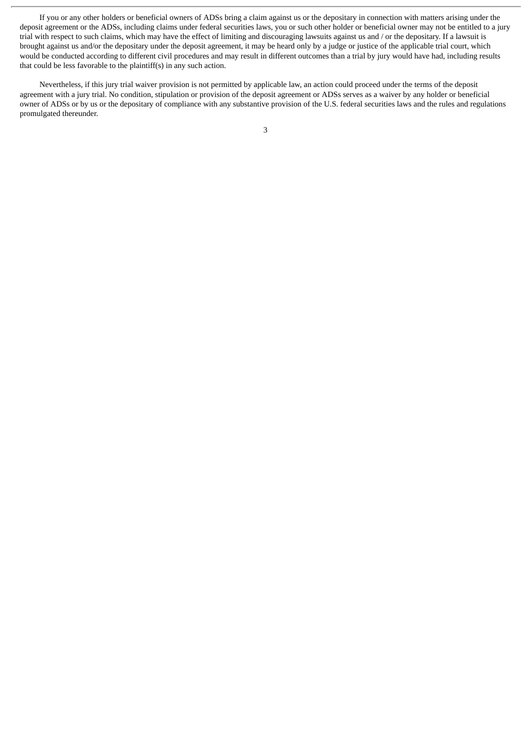If you or any other holders or beneficial owners of ADSs bring a claim against us or the depositary in connection with matters arising under the deposit agreement or the ADSs, including claims under federal securities laws, you or such other holder or beneficial owner may not be entitled to a jury trial with respect to such claims, which may have the effect of limiting and discouraging lawsuits against us and / or the depositary. If a lawsuit is brought against us and/or the depositary under the deposit agreement, it may be heard only by a judge or justice of the applicable trial court, which would be conducted according to different civil procedures and may result in different outcomes than a trial by jury would have had, including results that could be less favorable to the plaintiff(s) in any such action.

Nevertheless, if this jury trial waiver provision is not permitted by applicable law, an action could proceed under the terms of the deposit agreement with a jury trial. No condition, stipulation or provision of the deposit agreement or ADSs serves as a waiver by any holder or beneficial owner of ADSs or by us or the depositary of compliance with any substantive provision of the U.S. federal securities laws and the rules and regulations promulgated thereunder.